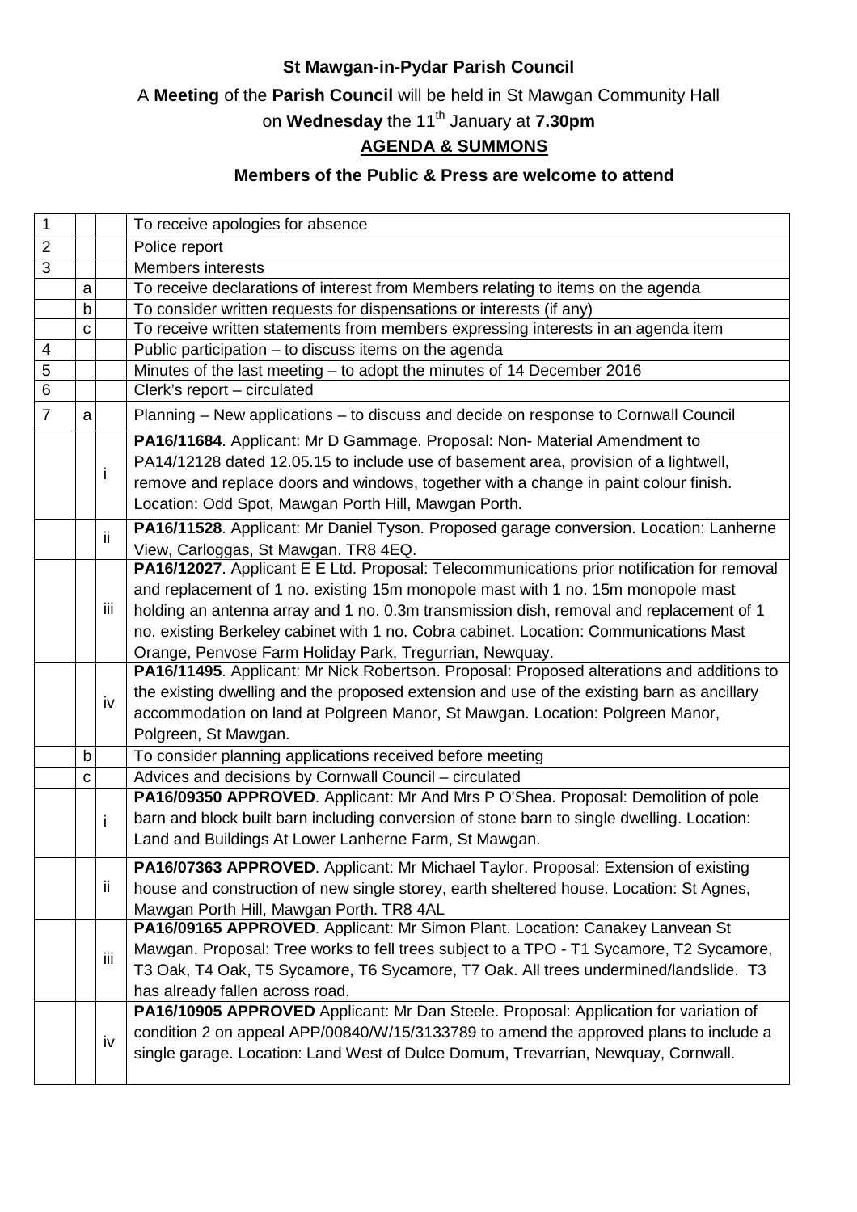**St Mawgan-in-Pydar Parish Council**

A **Meeting** of the **Parish Council** will be held in St Mawgan Community Hall

on **Wednesday** the 11th January at **7.30pm**

**AGENDA & SUMMONS**

**Members of the Public & Press are welcome to attend**

| | | | |
|---|---|---|---|
| 1 | | | To receive apologies for absence |
| 2 | | | Police report |
| 3 | | | Members interests |
| | a | | To receive declarations of interest from Members relating to items on the agenda |
| | b | | To consider written requests for dispensations or interests (if any) |
| | c | | To receive written statements from members expressing interests in an agenda item |
| 4 | | | Public participation – to discuss items on the agenda |
| 5 | | | Minutes of the last meeting – to adopt the minutes of 14 December 2016 |
| 6 | | | Clerk's report – circulated |
| 7 | a | | Planning – New applications – to discuss and decide on response to Cornwall Council |
| | | i | **PA16/11684**. Applicant: Mr D Gammage. Proposal: Non- Material Amendment to PA14/12128 dated 12.05.15 to include use of basement area, provision of a lightwell, remove and replace doors and windows, together with a change in paint colour finish. Location: Odd Spot, Mawgan Porth Hill, Mawgan Porth. |
| | | ii | **PA16/11528**. Applicant: Mr Daniel Tyson. Proposed garage conversion. Location: Lanherne View, Carloggas, St Mawgan. TR8 4EQ. |
| | | iii | **PA16/12027**. Applicant E E Ltd. Proposal: Telecommunications prior notification for removal and replacement of 1 no. existing 15m monopole mast with 1 no. 15m monopole mast holding an antenna array and 1 no. 0.3m transmission dish, removal and replacement of 1 no. existing Berkeley cabinet with 1 no. Cobra cabinet. Location: Communications Mast Orange, Penvose Farm Holiday Park, Tregurrian, Newquay. |
| | | iv | **PA16/11495**. Applicant: Mr Nick Robertson. Proposal: Proposed alterations and additions to the existing dwelling and the proposed extension and use of the existing barn as ancillary accommodation on land at Polgreen Manor, St Mawgan. Location: Polgreen Manor, Polgreen, St Mawgan. |
| | b | | To consider planning applications received before meeting |
| | c | | Advices and decisions by Cornwall Council – circulated |
| | | i | **PA16/09350 APPROVED**. Applicant: Mr And Mrs P O'Shea. Proposal: Demolition of pole barn and block built barn including conversion of stone barn to single dwelling. Location: Land and Buildings At Lower Lanherne Farm, St Mawgan. |
| | | ii | **PA16/07363 APPROVED**. Applicant: Mr Michael Taylor. Proposal: Extension of existing house and construction of new single storey, earth sheltered house. Location: St Agnes, Mawgan Porth Hill, Mawgan Porth. TR8 4AL |
| | | iii | **PA16/09165 APPROVED**. Applicant: Mr Simon Plant. Location: Canakey Lanvean St Mawgan. Proposal: Tree works to fell trees subject to a TPO - T1 Sycamore, T2 Sycamore, T3 Oak, T4 Oak, T5 Sycamore, T6 Sycamore, T7 Oak. All trees undermined/landslide. T3 has already fallen across road. |
| | | iv | **PA16/10905 APPROVED** Applicant: Mr Dan Steele. Proposal: Application for variation of condition 2 on appeal APP/00840/W/15/3133789 to amend the approved plans to include a single garage. Location: Land West of Dulce Domum, Trevarrian, Newquay, Cornwall. |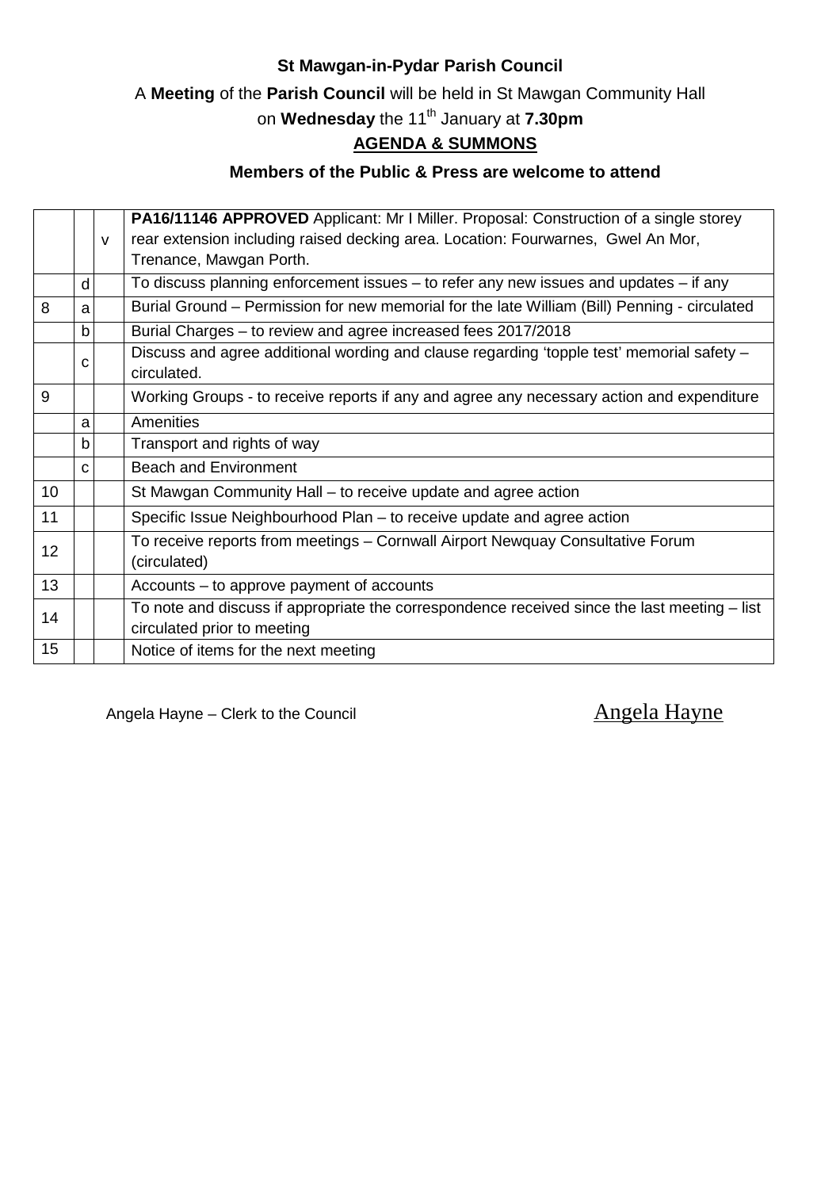**St Mawgan-in-Pydar Parish Council**

A **Meeting** of the **Parish Council** will be held in St Mawgan Community Hall

on **Wednesday** the 11th January at **7.30pm**

**AGENDA & SUMMONS**

**Members of the Public & Press are welcome to attend**

| | | | |
|---|---|---|---|
| | | v | **PA16/11146 APPROVED** Applicant: Mr I Miller. Proposal: Construction of a single storey rear extension including raised decking area. Location: Fourwarnes, Gwel An Mor, Trenance, Mawgan Porth. |
| | d | | To discuss planning enforcement issues – to refer any new issues and updates – if any |
| 8 | a | | Burial Ground – Permission for new memorial for the late William (Bill) Penning - circulated |
| | b | | Burial Charges – to review and agree increased fees 2017/2018 |
| | c | | Discuss and agree additional wording and clause regarding 'topple test' memorial safety – circulated. |
| 9 | | | Working Groups - to receive reports if any and agree any necessary action and expenditure |
| | a | | Amenities |
| | b | | Transport and rights of way |
| | c | | Beach and Environment |
| 10 | | | St Mawgan Community Hall – to receive update and agree action |
| 11 | | | Specific Issue Neighbourhood Plan – to receive update and agree action |
| 12 | | | To receive reports from meetings – Cornwall Airport Newquay Consultative Forum (circulated) |
| 13 | | | Accounts – to approve payment of accounts |
| 14 | | | To note and discuss if appropriate the correspondence received since the last meeting – list circulated prior to meeting |
| 15 | | | Notice of items for the next meeting |

Angela Hayne – Clerk to the Council Angela Hayne